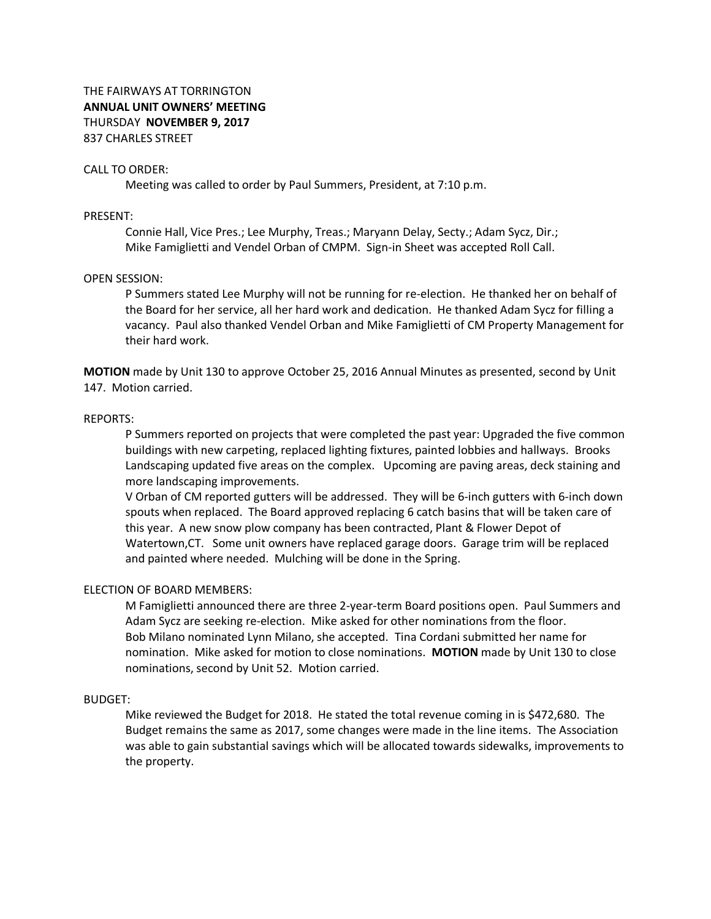THE FAIRWAYS AT TORRINGTON
**ANNUAL UNIT OWNERS' MEETING**
THURSDAY **NOVEMBER 9, 2017**
837 CHARLES STREET

CALL TO ORDER:

Meeting was called to order by Paul Summers, President, at 7:10 p.m.

PRESENT:

Connie Hall, Vice Pres.; Lee Murphy, Treas.; Maryann Delay, Secty.; Adam Sycz, Dir.; Mike Famiglietti and Vendel Orban of CMPM. Sign-in Sheet was accepted Roll Call.

OPEN SESSION:

P Summers stated Lee Murphy will not be running for re-election. He thanked her on behalf of the Board for her service, all her hard work and dedication. He thanked Adam Sycz for filling a vacancy. Paul also thanked Vendel Orban and Mike Famiglietti of CM Property Management for their hard work.

**MOTION** made by Unit 130 to approve October 25, 2016 Annual Minutes as presented, second by Unit 147. Motion carried.

REPORTS:

P Summers reported on projects that were completed the past year: Upgraded the five common buildings with new carpeting, replaced lighting fixtures, painted lobbies and hallways. Brooks Landscaping updated five areas on the complex. Upcoming are paving areas, deck staining and more landscaping improvements.

V Orban of CM reported gutters will be addressed. They will be 6-inch gutters with 6-inch down spouts when replaced. The Board approved replacing 6 catch basins that will be taken care of this year. A new snow plow company has been contracted, Plant & Flower Depot of Watertown,CT. Some unit owners have replaced garage doors. Garage trim will be replaced and painted where needed. Mulching will be done in the Spring.

ELECTION OF BOARD MEMBERS:

M Famiglietti announced there are three 2-year-term Board positions open. Paul Summers and Adam Sycz are seeking re-election. Mike asked for other nominations from the floor. Bob Milano nominated Lynn Milano, she accepted. Tina Cordani submitted her name for nomination. Mike asked for motion to close nominations. **MOTION** made by Unit 130 to close nominations, second by Unit 52. Motion carried.

BUDGET:

Mike reviewed the Budget for 2018. He stated the total revenue coming in is $472,680. The Budget remains the same as 2017, some changes were made in the line items. The Association was able to gain substantial savings which will be allocated towards sidewalks, improvements to the property.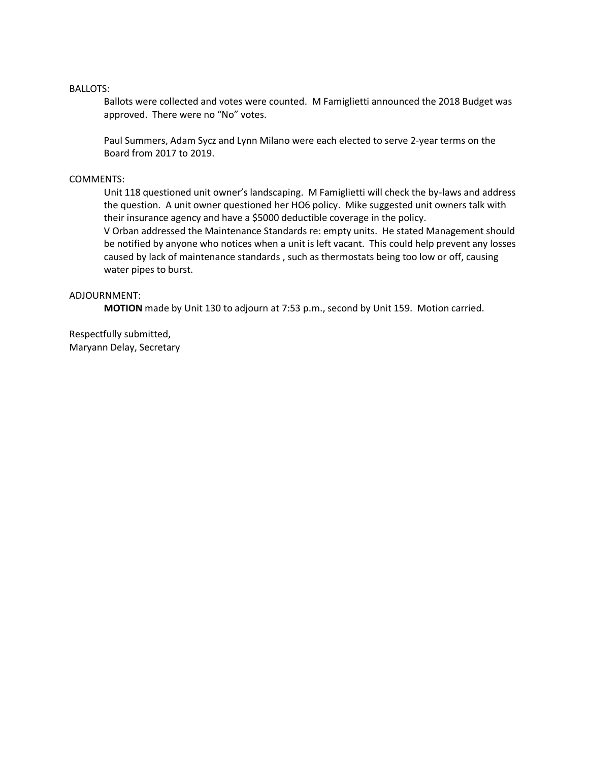BALLOTS:

Ballots were collected and votes were counted. M Famiglietti announced the 2018 Budget was approved. There were no "No" votes.

Paul Summers, Adam Sycz and Lynn Milano were each elected to serve 2-year terms on the Board from 2017 to 2019.

COMMENTS:

Unit 118 questioned unit owner's landscaping. M Famiglietti will check the by-laws and address the question. A unit owner questioned her HO6 policy. Mike suggested unit owners talk with their insurance agency and have a $5000 deductible coverage in the policy.
V Orban addressed the Maintenance Standards re: empty units. He stated Management should be notified by anyone who notices when a unit is left vacant. This could help prevent any losses caused by lack of maintenance standards , such as thermostats being too low or off, causing water pipes to burst.

ADJOURNMENT:

**MOTION** made by Unit 130 to adjourn at 7:53 p.m., second by Unit 159. Motion carried.

Respectfully submitted,
Maryann Delay, Secretary